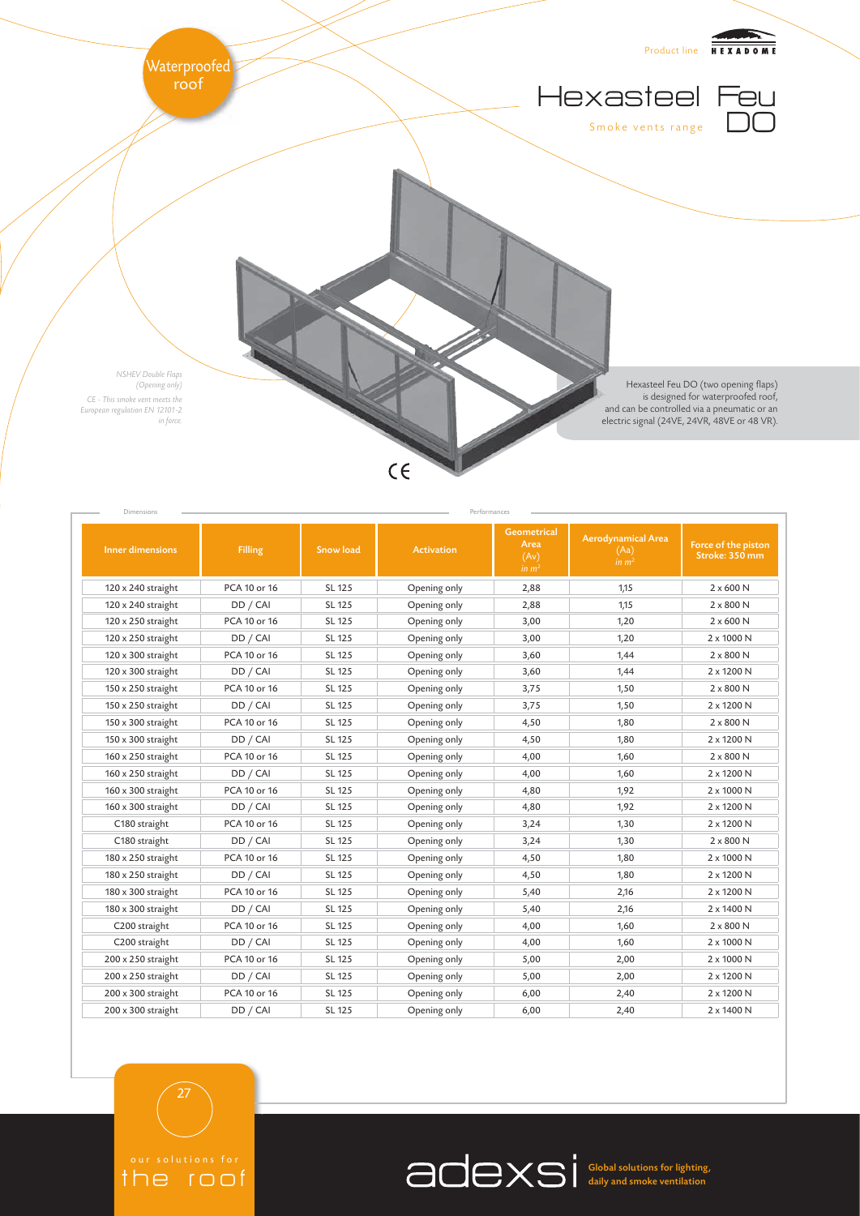Waterproofed roof

Product line HEXADOME

# Hexasteel Feu DO

Smoke vents range

*NSHEV Double Flaps (Opening only)*

*CE - This smoke vent meets the European regulation EN 12101-2 in force.*

Hexasteel Feu DO (two opening flaps) is designed for waterproofed roof, and can be controlled via a pneumatic or an electric signal (24VE, 24VR, 48VE or 48 VR).

CE

| Dimensions | | | | Performances | | |
|---|---|---|---|---|---|---|
| **Inner dimensions** | **Filling** | **Snow load** | **Activation** | **Geometrical Area (Av)** *in m²* | **Aerodynamical Area (Aa)** *in m²* | **Force of the piston Stroke: 350 mm** |
| 120 x 240 straight | PCA 10 or 16 | SL 125 | Opening only | 2,88 | 1,15 | 2 x 600 N |
| 120 x 240 straight | DD / CAI | SL 125 | Opening only | 2,88 | 1,15 | 2 x 800 N |
| 120 x 250 straight | PCA 10 or 16 | SL 125 | Opening only | 3,00 | 1,20 | 2 x 600 N |
| 120 x 250 straight | DD / CAI | SL 125 | Opening only | 3,00 | 1,20 | 2 x 1000 N |
| 120 x 300 straight | PCA 10 or 16 | SL 125 | Opening only | 3,60 | 1,44 | 2 x 800 N |
| 120 x 300 straight | DD / CAI | SL 125 | Opening only | 3,60 | 1,44 | 2 x 1200 N |
| 150 x 250 straight | PCA 10 or 16 | SL 125 | Opening only | 3,75 | 1,50 | 2 x 800 N |
| 150 x 250 straight | DD / CAI | SL 125 | Opening only | 3,75 | 1,50 | 2 x 1200 N |
| 150 x 300 straight | PCA 10 or 16 | SL 125 | Opening only | 4,50 | 1,80 | 2 x 800 N |
| 150 x 300 straight | DD / CAI | SL 125 | Opening only | 4,50 | 1,80 | 2 x 1200 N |
| 160 x 250 straight | PCA 10 or 16 | SL 125 | Opening only | 4,00 | 1,60 | 2 x 800 N |
| 160 x 250 straight | DD / CAI | SL 125 | Opening only | 4,00 | 1,60 | 2 x 1200 N |
| 160 x 300 straight | PCA 10 or 16 | SL 125 | Opening only | 4,80 | 1,92 | 2 x 1000 N |
| 160 x 300 straight | DD / CAI | SL 125 | Opening only | 4,80 | 1,92 | 2 x 1200 N |
| C180 straight | PCA 10 or 16 | SL 125 | Opening only | 3,24 | 1,30 | 2 x 1200 N |
| C180 straight | DD / CAI | SL 125 | Opening only | 3,24 | 1,30 | 2 x 800 N |
| 180 x 250 straight | PCA 10 or 16 | SL 125 | Opening only | 4,50 | 1,80 | 2 x 1000 N |
| 180 x 250 straight | DD / CAI | SL 125 | Opening only | 4,50 | 1,80 | 2 x 1200 N |
| 180 x 300 straight | PCA 10 or 16 | SL 125 | Opening only | 5,40 | 2,16 | 2 x 1200 N |
| 180 x 300 straight | DD / CAI | SL 125 | Opening only | 5,40 | 2,16 | 2 x 1400 N |
| C200 straight | PCA 10 or 16 | SL 125 | Opening only | 4,00 | 1,60 | 2 x 800 N |
| C200 straight | DD / CAI | SL 125 | Opening only | 4,00 | 1,60 | 2 x 1000 N |
| 200 x 250 straight | PCA 10 or 16 | SL 125 | Opening only | 5,00 | 2,00 | 2 x 1000 N |
| 200 x 250 straight | DD / CAI | SL 125 | Opening only | 5,00 | 2,00 | 2 x 1200 N |
| 200 x 300 straight | PCA 10 or 16 | SL 125 | Opening only | 6,00 | 2,40 | 2 x 1200 N |
| 200 x 300 straight | DD / CAI | SL 125 | Opening only | 6,00 | 2,40 | 2 x 1400 N |

our solutions for the roof

adexsi **Global solutions for lighting, daily and smoke ventilation**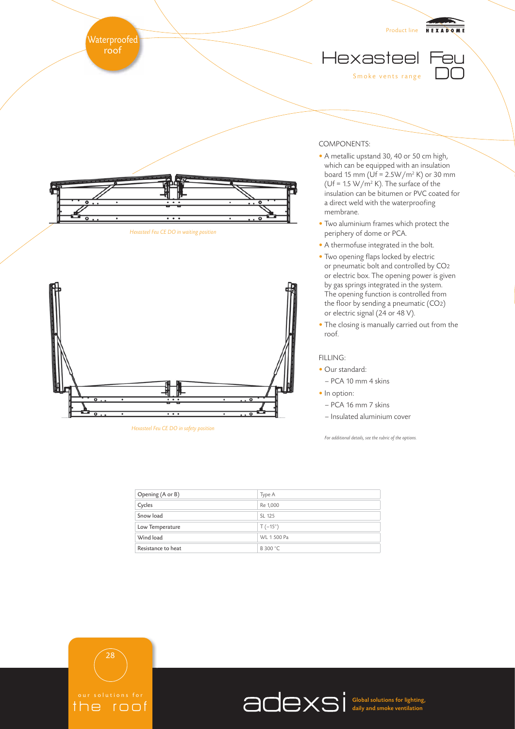Waterproofed roof

Product line HEXADOME

# Hexasteel Feu DO

Smoke vents range

*Hexasteel Feu CE DO in waiting position*

*Hexasteel Feu CE DO in safety position*

COMPONENTS:

- A metallic upstand 30, 40 or 50 cm high, which can be equipped with an insulation board 15 mm (Uf = 2.5W/m² K) or 30 mm (Uf = 1.5 W/m² K). The surface of the insulation can be bitumen or PVC coated for a direct weld with the waterproofing membrane.
- Two aluminium frames which protect the periphery of dome or PCA.
- A thermofuse integrated in the bolt.
- Two opening flaps locked by electric or pneumatic bolt and controlled by $CO_2$ or electric box. The opening power is given by gas springs integrated in the system. The opening function is controlled from the floor by sending a pneumatic ($CO_2$) or electric signal (24 or 48 V).
- The closing is manually carried out from the roof.

FILLING:

- Our standard:
  - PCA 10 mm 4 skins
- In option:
  - PCA 16 mm 7 skins
  - Insulated aluminium cover

*For additional details, see the rubric of the options.*

| | |
|---|---|
| Opening (A or B) | Type A |
| Cycles | Re 1,000 |
| Snow load | SL 125 |
| Low Temperature | T (−15°) |
| Wind load | WL 1 500 Pa |
| Resistance to heat | B 300 °C |

our solutions for the roof

adexsi Global solutions for lighting, daily and smoke ventilation